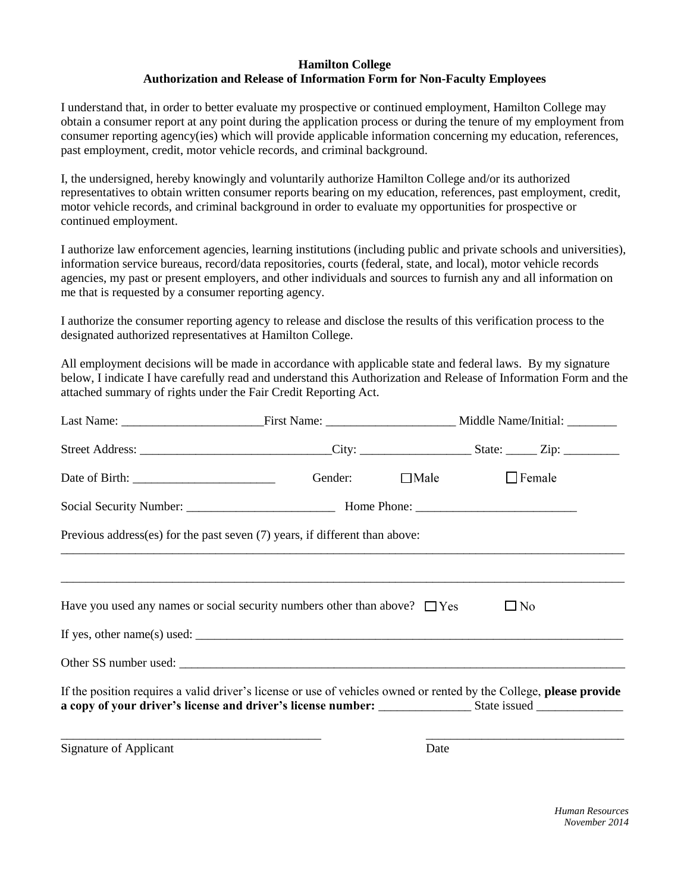**Hamilton College**
**Authorization and Release of Information Form for Non-Faculty Employees**

I understand that, in order to better evaluate my prospective or continued employment, Hamilton College may obtain a consumer report at any point during the application process or during the tenure of my employment from consumer reporting agency(ies) which will provide applicable information concerning my education, references, past employment, credit, motor vehicle records, and criminal background.

I, the undersigned, hereby knowingly and voluntarily authorize Hamilton College and/or its authorized representatives to obtain written consumer reports bearing on my education, references, past employment, credit, motor vehicle records, and criminal background in order to evaluate my opportunities for prospective or continued employment.

I authorize law enforcement agencies, learning institutions (including public and private schools and universities), information service bureaus, record/data repositories, courts (federal, state, and local), motor vehicle records agencies, my past or present employers, and other individuals and sources to furnish any and all information on me that is requested by a consumer reporting agency.

I authorize the consumer reporting agency to release and disclose the results of this verification process to the designated authorized representatives at Hamilton College.

All employment decisions will be made in accordance with applicable state and federal laws. By my signature below, I indicate I have carefully read and understand this Authorization and Release of Information Form and the attached summary of rights under the Fair Credit Reporting Act.

Last Name: ______________________ First Name: ____________________ Middle Name/Initial: ________

Street Address: ______________________________ City: _________________ State: _____ Zip: _________

Date of Birth: ______________________ Gender: ☐ Male ☐ Female

Social Security Number: _______________________ Home Phone: _________________________

Previous address(es) for the past seven (7) years, if different than above:

______________________________________________________________________________________________

______________________________________________________________________________________________

Have you used any names or social security numbers other than above? ☐ Yes ☐ No

If yes, other name(s) used: ______________________________________________________________________

Other SS number used: __________________________________________________________________________

If the position requires a valid driver's license or use of vehicles owned or rented by the College, **please provide a copy of your driver's license and driver's license number:** _______________ State issued ______________

__________________________________________ _______________________________

Signature of Applicant Date

*Human Resources*
*November 2014*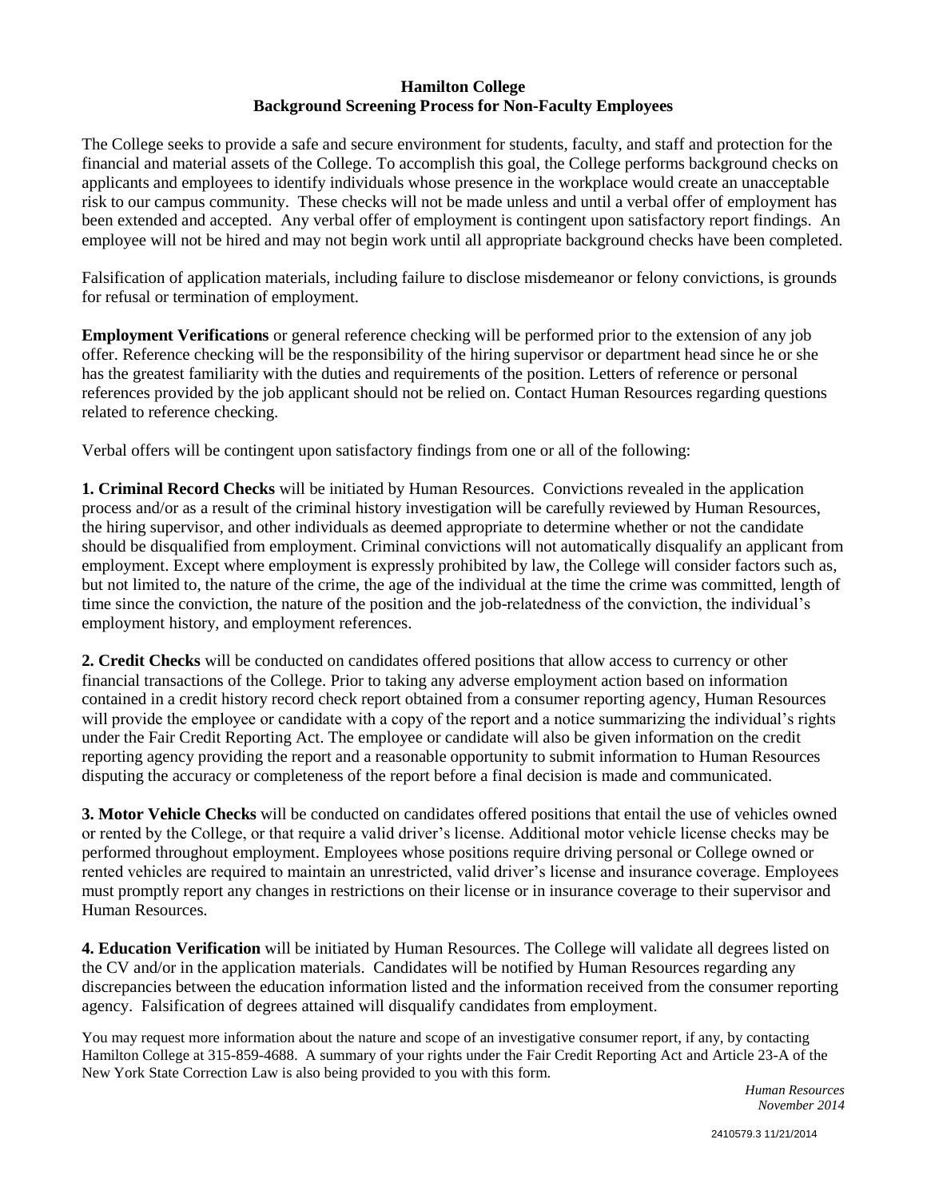**Hamilton College**
**Background Screening Process for Non-Faculty Employees**

The College seeks to provide a safe and secure environment for students, faculty, and staff and protection for the financial and material assets of the College. To accomplish this goal, the College performs background checks on applicants and employees to identify individuals whose presence in the workplace would create an unacceptable risk to our campus community. These checks will not be made unless and until a verbal offer of employment has been extended and accepted. Any verbal offer of employment is contingent upon satisfactory report findings. An employee will not be hired and may not begin work until all appropriate background checks have been completed.

Falsification of application materials, including failure to disclose misdemeanor or felony convictions, is grounds for refusal or termination of employment.

**Employment Verifications** or general reference checking will be performed prior to the extension of any job offer. Reference checking will be the responsibility of the hiring supervisor or department head since he or she has the greatest familiarity with the duties and requirements of the position. Letters of reference or personal references provided by the job applicant should not be relied on. Contact Human Resources regarding questions related to reference checking.

Verbal offers will be contingent upon satisfactory findings from one or all of the following:

**1. Criminal Record Checks** will be initiated by Human Resources. Convictions revealed in the application process and/or as a result of the criminal history investigation will be carefully reviewed by Human Resources, the hiring supervisor, and other individuals as deemed appropriate to determine whether or not the candidate should be disqualified from employment. Criminal convictions will not automatically disqualify an applicant from employment. Except where employment is expressly prohibited by law, the College will consider factors such as, but not limited to, the nature of the crime, the age of the individual at the time the crime was committed, length of time since the conviction, the nature of the position and the job-relatedness of the conviction, the individual's employment history, and employment references.

**2. Credit Checks** will be conducted on candidates offered positions that allow access to currency or other financial transactions of the College. Prior to taking any adverse employment action based on information contained in a credit history record check report obtained from a consumer reporting agency, Human Resources will provide the employee or candidate with a copy of the report and a notice summarizing the individual's rights under the Fair Credit Reporting Act. The employee or candidate will also be given information on the credit reporting agency providing the report and a reasonable opportunity to submit information to Human Resources disputing the accuracy or completeness of the report before a final decision is made and communicated.

**3. Motor Vehicle Checks** will be conducted on candidates offered positions that entail the use of vehicles owned or rented by the College, or that require a valid driver's license. Additional motor vehicle license checks may be performed throughout employment. Employees whose positions require driving personal or College owned or rented vehicles are required to maintain an unrestricted, valid driver's license and insurance coverage. Employees must promptly report any changes in restrictions on their license or in insurance coverage to their supervisor and Human Resources.

**4. Education Verification** will be initiated by Human Resources. The College will validate all degrees listed on the CV and/or in the application materials. Candidates will be notified by Human Resources regarding any discrepancies between the education information listed and the information received from the consumer reporting agency. Falsification of degrees attained will disqualify candidates from employment.

You may request more information about the nature and scope of an investigative consumer report, if any, by contacting Hamilton College at 315-859-4688. A summary of your rights under the Fair Credit Reporting Act and Article 23-A of the New York State Correction Law is also being provided to you with this form.

*Human Resources*
*November 2014*

2410579.3 11/21/2014